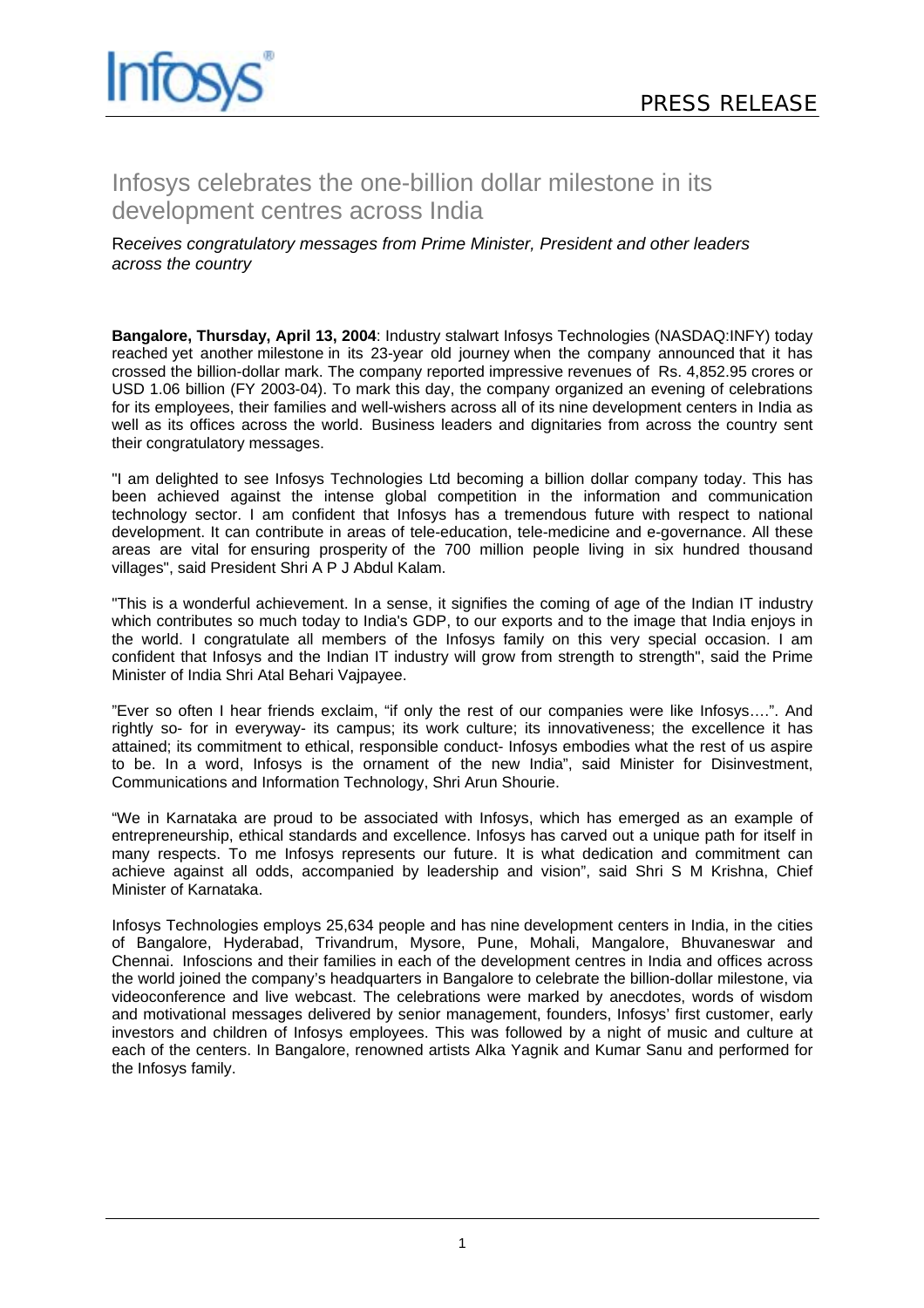Infosys®

PRESS RELEASE

# Infosys celebrates the one-billion dollar milestone in its development centres across India

*Receives congratulatory messages from Prime Minister, President and other leaders across the country*

**Bangalore, Thursday, April 13, 2004**: Industry stalwart Infosys Technologies (NASDAQ:INFY) today reached yet another milestone in its 23-year old journey when the company announced that it has crossed the billion-dollar mark. The company reported impressive revenues of Rs. 4,852.95 crores or USD 1.06 billion (FY 2003-04). To mark this day, the company organized an evening of celebrations for its employees, their families and well-wishers across all of its nine development centers in India as well as its offices across the world. Business leaders and dignitaries from across the country sent their congratulatory messages.

"I am delighted to see Infosys Technologies Ltd becoming a billion dollar company today. This has been achieved against the intense global competition in the information and communication technology sector. I am confident that Infosys has a tremendous future with respect to national development. It can contribute in areas of tele-education, tele-medicine and e-governance. All these areas are vital for ensuring prosperity of the 700 million people living in six hundred thousand villages", said President Shri A P J Abdul Kalam.

"This is a wonderful achievement. In a sense, it signifies the coming of age of the Indian IT industry which contributes so much today to India's GDP, to our exports and to the image that India enjoys in the world. I congratulate all members of the Infosys family on this very special occasion. I am confident that Infosys and the Indian IT industry will grow from strength to strength", said the Prime Minister of India Shri Atal Behari Vajpayee.

"Ever so often I hear friends exclaim, "if only the rest of our companies were like Infosys….". And rightly so- for in everyway- its campus; its work culture; its innovativeness; the excellence it has attained; its commitment to ethical, responsible conduct- Infosys embodies what the rest of us aspire to be. In a word, Infosys is the ornament of the new India", said Minister for Disinvestment, Communications and Information Technology, Shri Arun Shourie.

"We in Karnataka are proud to be associated with Infosys, which has emerged as an example of entrepreneurship, ethical standards and excellence. Infosys has carved out a unique path for itself in many respects. To me Infosys represents our future. It is what dedication and commitment can achieve against all odds, accompanied by leadership and vision", said Shri S M Krishna, Chief Minister of Karnataka.

Infosys Technologies employs 25,634 people and has nine development centers in India, in the cities of Bangalore, Hyderabad, Trivandrum, Mysore, Pune, Mohali, Mangalore, Bhuvaneswar and Chennai. Infoscions and their families in each of the development centres in India and offices across the world joined the company's headquarters in Bangalore to celebrate the billion-dollar milestone, via videoconference and live webcast. The celebrations were marked by anecdotes, words of wisdom and motivational messages delivered by senior management, founders, Infosys' first customer, early investors and children of Infosys employees. This was followed by a night of music and culture at each of the centers. In Bangalore, renowned artists Alka Yagnik and Kumar Sanu and performed for the Infosys family.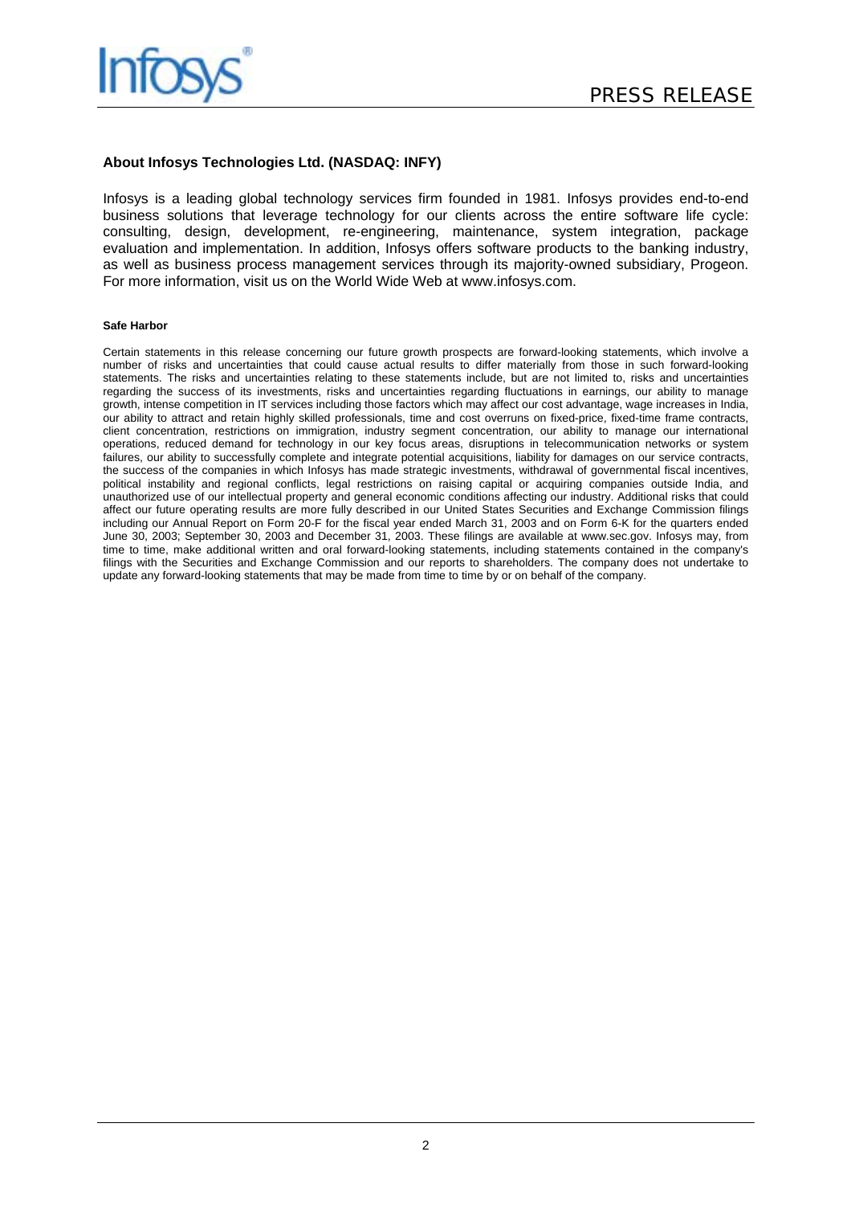### About Infosys Technologies Ltd. (NASDAQ: INFY)

Infosys is a leading global technology services firm founded in 1981. Infosys provides end-to-end business solutions that leverage technology for our clients across the entire software life cycle: consulting, design, development, re-engineering, maintenance, system integration, package evaluation and implementation. In addition, Infosys offers software products to the banking industry, as well as business process management services through its majority-owned subsidiary, Progeon. For more information, visit us on the World Wide Web at www.infosys.com.

**Safe Harbor**

Certain statements in this release concerning our future growth prospects are forward-looking statements, which involve a number of risks and uncertainties that could cause actual results to differ materially from those in such forward-looking statements. The risks and uncertainties relating to these statements include, but are not limited to, risks and uncertainties regarding the success of its investments, risks and uncertainties regarding fluctuations in earnings, our ability to manage growth, intense competition in IT services including those factors which may affect our cost advantage, wage increases in India, our ability to attract and retain highly skilled professionals, time and cost overruns on fixed-price, fixed-time frame contracts, client concentration, restrictions on immigration, industry segment concentration, our ability to manage our international operations, reduced demand for technology in our key focus areas, disruptions in telecommunication networks or system failures, our ability to successfully complete and integrate potential acquisitions, liability for damages on our service contracts, the success of the companies in which Infosys has made strategic investments, withdrawal of governmental fiscal incentives, political instability and regional conflicts, legal restrictions on raising capital or acquiring companies outside India, and unauthorized use of our intellectual property and general economic conditions affecting our industry. Additional risks that could affect our future operating results are more fully described in our United States Securities and Exchange Commission filings including our Annual Report on Form 20-F for the fiscal year ended March 31, 2003 and on Form 6-K for the quarters ended June 30, 2003; September 30, 2003 and December 31, 2003. These filings are available at www.sec.gov. Infosys may, from time to time, make additional written and oral forward-looking statements, including statements contained in the company's filings with the Securities and Exchange Commission and our reports to shareholders. The company does not undertake to update any forward-looking statements that may be made from time to time by or on behalf of the company.